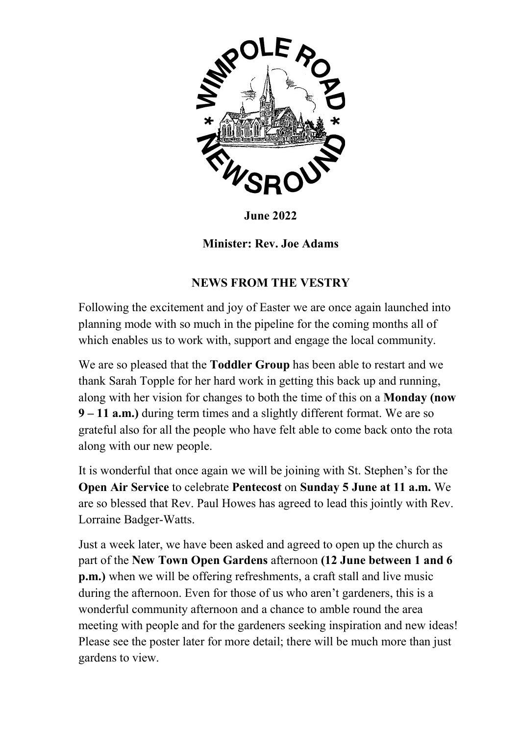# WIMPOLE ROAD * NEWSROUND *

**June 2022**

**Minister: Rev. Joe Adams**

## NEWS FROM THE VESTRY

Following the excitement and joy of Easter we are once again launched into planning mode with so much in the pipeline for the coming months all of which enables us to work with, support and engage the local community.

We are so pleased that the **Toddler Group** has been able to restart and we thank Sarah Topple for her hard work in getting this back up and running, along with her vision for changes to both the time of this on a **Monday (now 9 – 11 a.m.)** during term times and a slightly different format. We are so grateful also for all the people who have felt able to come back onto the rota along with our new people.

It is wonderful that once again we will be joining with St. Stephen's for the **Open Air Service** to celebrate **Pentecost** on **Sunday 5 June at 11 a.m.** We are so blessed that Rev. Paul Howes has agreed to lead this jointly with Rev. Lorraine Badger-Watts.

Just a week later, we have been asked and agreed to open up the church as part of the **New Town Open Gardens** afternoon **(12 June between 1 and 6 p.m.)** when we will be offering refreshments, a craft stall and live music during the afternoon. Even for those of us who aren't gardeners, this is a wonderful community afternoon and a chance to amble round the area meeting with people and for the gardeners seeking inspiration and new ideas! Please see the poster later for more detail; there will be much more than just gardens to view.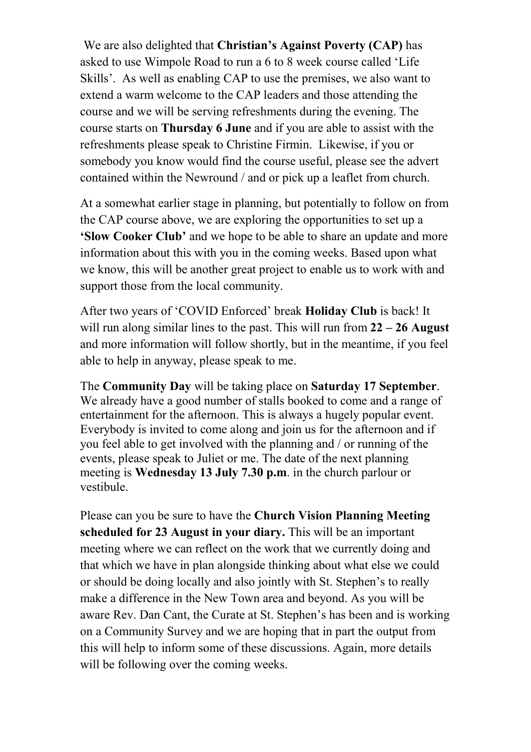We are also delighted that **Christian's Against Poverty (CAP)** has asked to use Wimpole Road to run a 6 to 8 week course called 'Life Skills'. As well as enabling CAP to use the premises, we also want to extend a warm welcome to the CAP leaders and those attending the course and we will be serving refreshments during the evening. The course starts on **Thursday 6 June** and if you are able to assist with the refreshments please speak to Christine Firmin. Likewise, if you or somebody you know would find the course useful, please see the advert contained within the Newround / and or pick up a leaflet from church.

At a somewhat earlier stage in planning, but potentially to follow on from the CAP course above, we are exploring the opportunities to set up a **'Slow Cooker Club'** and we hope to be able to share an update and more information about this with you in the coming weeks. Based upon what we know, this will be another great project to enable us to work with and support those from the local community.

After two years of 'COVID Enforced' break **Holiday Club** is back! It will run along similar lines to the past. This will run from **22 – 26 August** and more information will follow shortly, but in the meantime, if you feel able to help in anyway, please speak to me.

The **Community Day** will be taking place on **Saturday 17 September**. We already have a good number of stalls booked to come and a range of entertainment for the afternoon. This is always a hugely popular event. Everybody is invited to come along and join us for the afternoon and if you feel able to get involved with the planning and / or running of the events, please speak to Juliet or me. The date of the next planning meeting is **Wednesday 13 July 7.30 p.m**. in the church parlour or vestibule.

Please can you be sure to have the **Church Vision Planning Meeting scheduled for 23 August in your diary.** This will be an important meeting where we can reflect on the work that we currently doing and that which we have in plan alongside thinking about what else we could or should be doing locally and also jointly with St. Stephen's to really make a difference in the New Town area and beyond. As you will be aware Rev. Dan Cant, the Curate at St. Stephen's has been and is working on a Community Survey and we are hoping that in part the output from this will help to inform some of these discussions. Again, more details will be following over the coming weeks.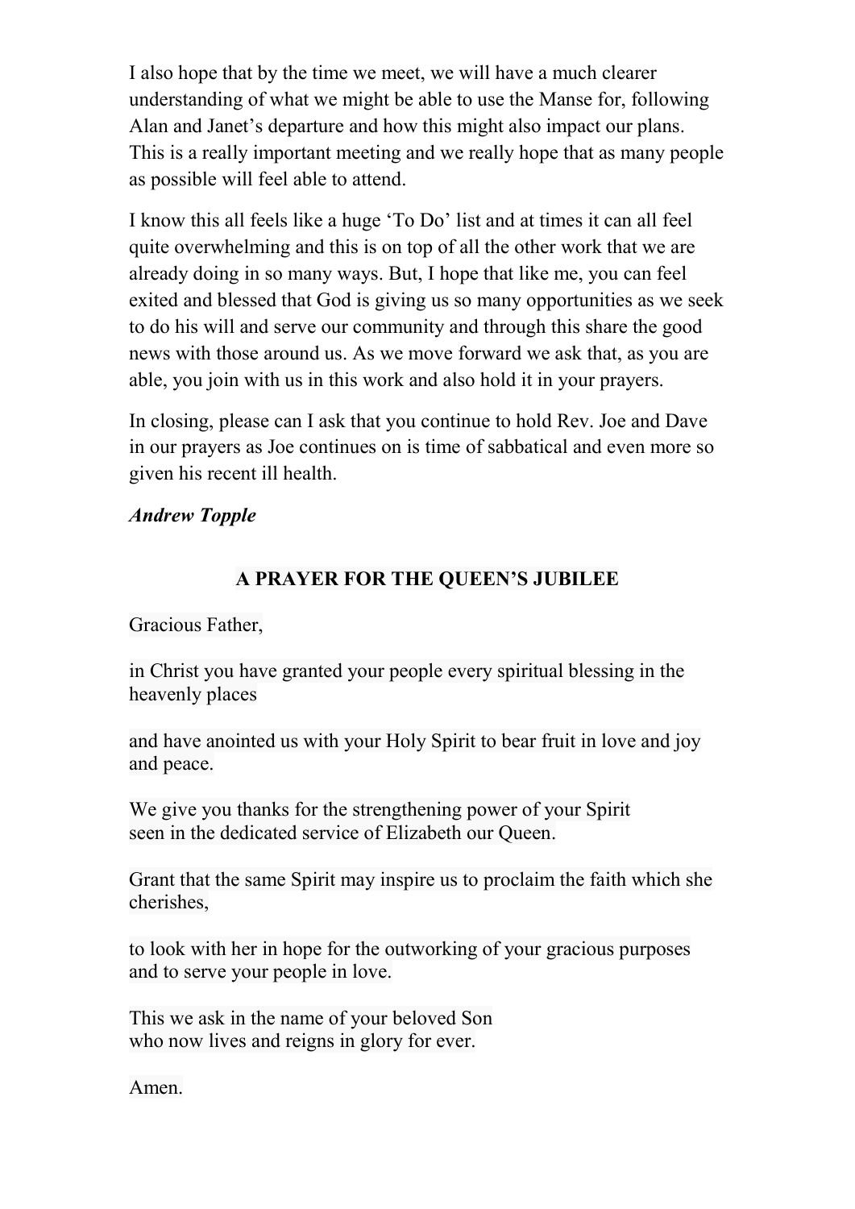I also hope that by the time we meet, we will have a much clearer understanding of what we might be able to use the Manse for, following Alan and Janet's departure and how this might also impact our plans. This is a really important meeting and we really hope that as many people as possible will feel able to attend.

I know this all feels like a huge 'To Do' list and at times it can all feel quite overwhelming and this is on top of all the other work that we are already doing in so many ways. But, I hope that like me, you can feel exited and blessed that God is giving us so many opportunities as we seek to do his will and serve our community and through this share the good news with those around us. As we move forward we ask that, as you are able, you join with us in this work and also hold it in your prayers.

In closing, please can I ask that you continue to hold Rev. Joe and Dave in our prayers as Joe continues on is time of sabbatical and even more so given his recent ill health.

***Andrew Topple***

## A PRAYER FOR THE QUEEN'S JUBILEE

Gracious Father,

in Christ you have granted your people every spiritual blessing in the heavenly places

and have anointed us with your Holy Spirit to bear fruit in love and joy and peace.

We give you thanks for the strengthening power of your Spirit
seen in the dedicated service of Elizabeth our Queen.

Grant that the same Spirit may inspire us to proclaim the faith which she cherishes,

to look with her in hope for the outworking of your gracious purposes and to serve your people in love.

This we ask in the name of your beloved Son
who now lives and reigns in glory for ever.

Amen.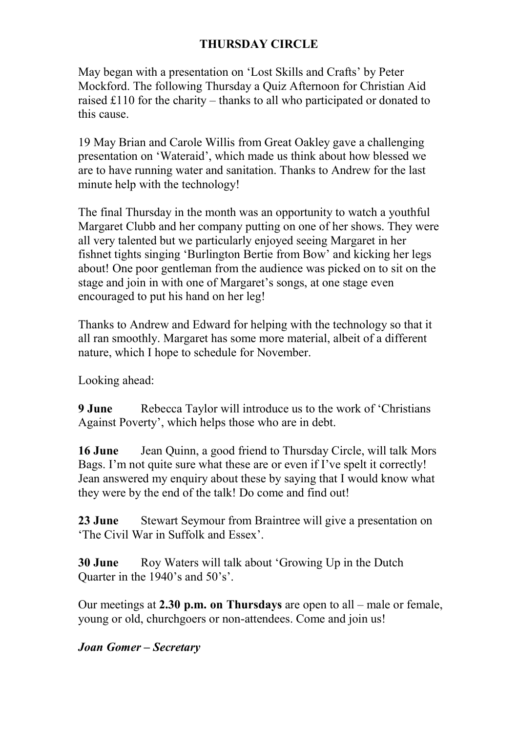# THURSDAY CIRCLE

May began with a presentation on 'Lost Skills and Crafts' by Peter Mockford. The following Thursday a Quiz Afternoon for Christian Aid raised £110 for the charity – thanks to all who participated or donated to this cause.

19 May Brian and Carole Willis from Great Oakley gave a challenging presentation on 'Wateraid', which made us think about how blessed we are to have running water and sanitation. Thanks to Andrew for the last minute help with the technology!

The final Thursday in the month was an opportunity to watch a youthful Margaret Clubb and her company putting on one of her shows. They were all very talented but we particularly enjoyed seeing Margaret in her fishnet tights singing 'Burlington Bertie from Bow' and kicking her legs about! One poor gentleman from the audience was picked on to sit on the stage and join in with one of Margaret's songs, at one stage even encouraged to put his hand on her leg!

Thanks to Andrew and Edward for helping with the technology so that it all ran smoothly. Margaret has some more material, albeit of a different nature, which I hope to schedule for November.

Looking ahead:

**9 June** Rebecca Taylor will introduce us to the work of 'Christians Against Poverty', which helps those who are in debt.

**16 June** Jean Quinn, a good friend to Thursday Circle, will talk Mors Bags. I'm not quite sure what these are or even if I've spelt it correctly! Jean answered my enquiry about these by saying that I would know what they were by the end of the talk! Do come and find out!

**23 June** Stewart Seymour from Braintree will give a presentation on 'The Civil War in Suffolk and Essex'.

**30 June** Roy Waters will talk about 'Growing Up in the Dutch Quarter in the 1940's and 50's'.

Our meetings at **2.30 p.m. on Thursdays** are open to all – male or female, young or old, churchgoers or non-attendees. Come and join us!

***Joan Gomer – Secretary***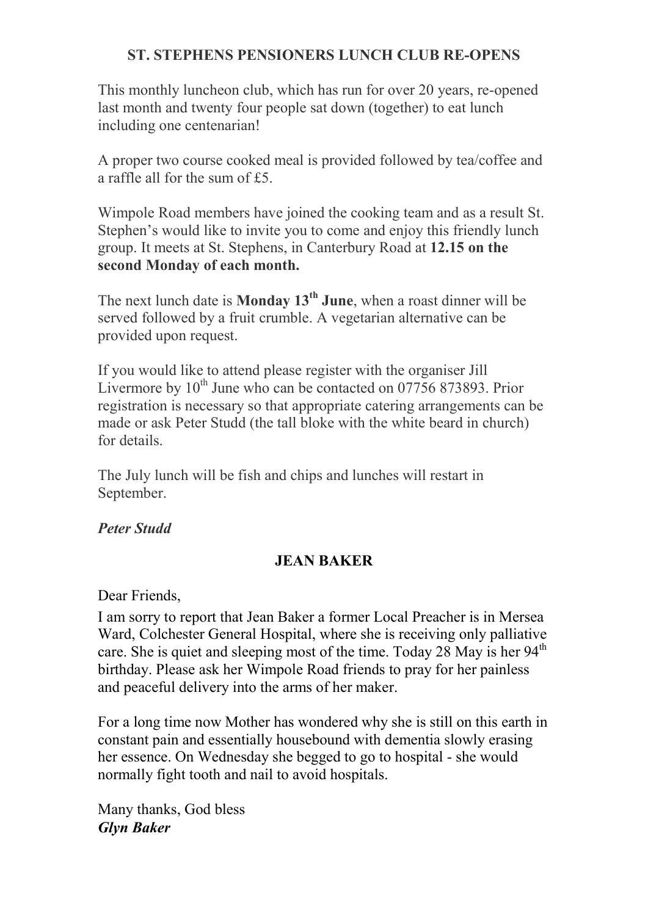## ST. STEPHENS PENSIONERS LUNCH CLUB RE-OPENS

This monthly luncheon club, which has run for over 20 years, re-opened last month and twenty four people sat down (together) to eat lunch including one centenarian!

A proper two course cooked meal is provided followed by tea/coffee and a raffle all for the sum of £5.

Wimpole Road members have joined the cooking team and as a result St. Stephen's would like to invite you to come and enjoy this friendly lunch group. It meets at St. Stephens, in Canterbury Road at **12.15 on the second Monday of each month.**

The next lunch date is **Monday 13th June**, when a roast dinner will be served followed by a fruit crumble. A vegetarian alternative can be provided upon request.

If you would like to attend please register with the organiser Jill Livermore by 10th June who can be contacted on 07756 873893. Prior registration is necessary so that appropriate catering arrangements can be made or ask Peter Studd (the tall bloke with the white beard in church) for details.

The July lunch will be fish and chips and lunches will restart in September.

***Peter Studd***

## JEAN BAKER

Dear Friends,

I am sorry to report that Jean Baker a former Local Preacher is in Mersea Ward, Colchester General Hospital, where she is receiving only palliative care. She is quiet and sleeping most of the time. Today 28 May is her 94th birthday. Please ask her Wimpole Road friends to pray for her painless and peaceful delivery into the arms of her maker.

For a long time now Mother has wondered why she is still on this earth in constant pain and essentially housebound with dementia slowly erasing her essence. On Wednesday she begged to go to hospital - she would normally fight tooth and nail to avoid hospitals.

Many thanks, God bless
***Glyn Baker***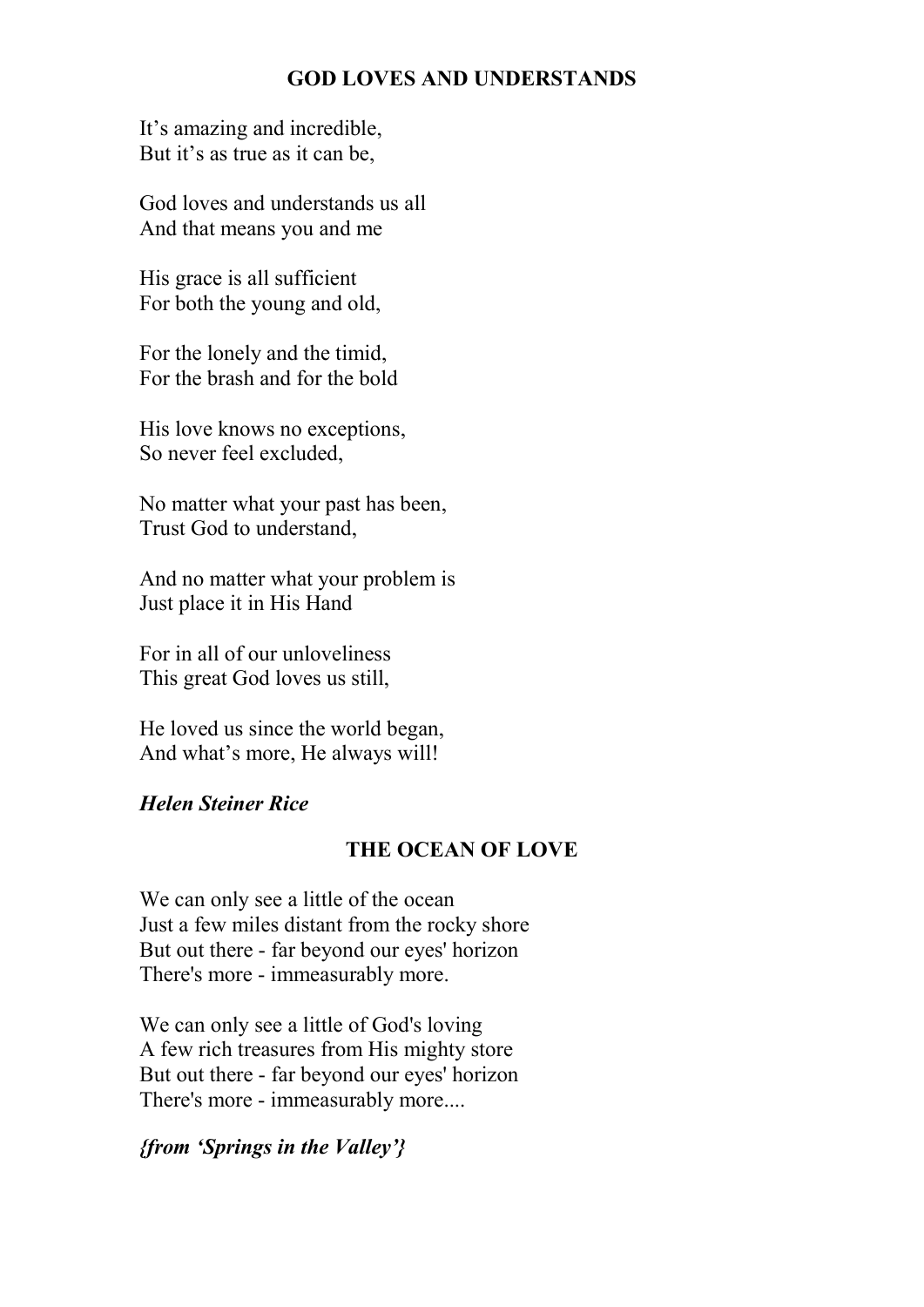## GOD LOVES AND UNDERSTANDS

It's amazing and incredible,
But it's as true as it can be,

God loves and understands us all
And that means you and me

His grace is all sufficient
For both the young and old,

For the lonely and the timid,
For the brash and for the bold

His love knows no exceptions,
So never feel excluded,

No matter what your past has been,
Trust God to understand,

And no matter what your problem is
Just place it in His Hand

For in all of our unloveliness
This great God loves us still,

He loved us since the world began,
And what's more, He always will!

***Helen Steiner Rice***

## THE OCEAN OF LOVE

We can only see a little of the ocean
Just a few miles distant from the rocky shore
But out there - far beyond our eyes' horizon
There's more - immeasurably more.

We can only see a little of God's loving
A few rich treasures from His mighty store
But out there - far beyond our eyes' horizon
There's more - immeasurably more....

***{from 'Springs in the Valley'}***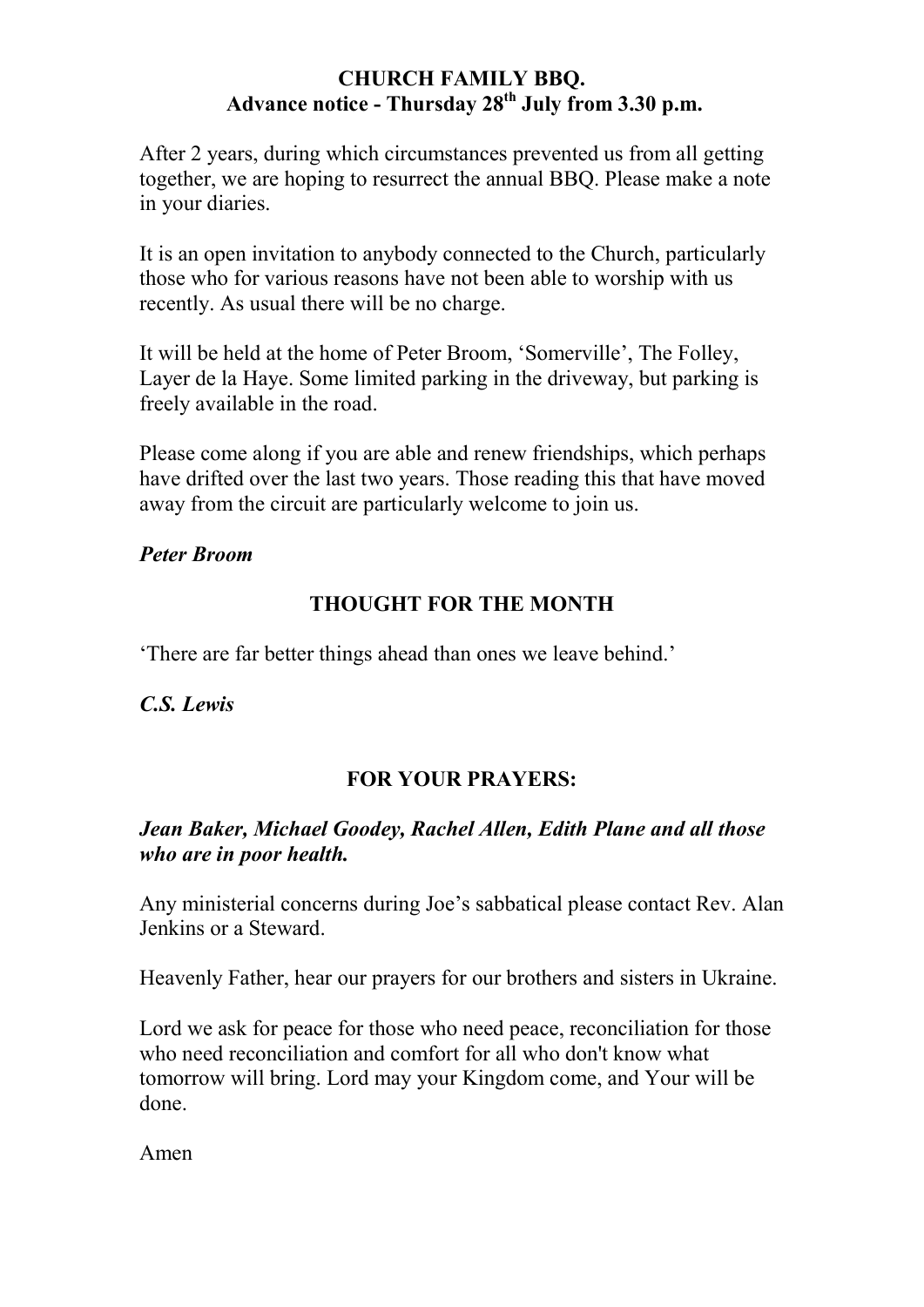## CHURCH FAMILY BBQ.
## Advance notice - Thursday 28th July from 3.30 p.m.

After 2 years, during which circumstances prevented us from all getting together, we are hoping to resurrect the annual BBQ. Please make a note in your diaries.

It is an open invitation to anybody connected to the Church, particularly those who for various reasons have not been able to worship with us recently. As usual there will be no charge.

It will be held at the home of Peter Broom, 'Somerville', The Folley, Layer de la Haye. Some limited parking in the driveway, but parking is freely available in the road.

Please come along if you are able and renew friendships, which perhaps have drifted over the last two years. Those reading this that have moved away from the circuit are particularly welcome to join us.

***Peter Broom***

## THOUGHT FOR THE MONTH

'There are far better things ahead than ones we leave behind.'

***C.S. Lewis***

## FOR YOUR PRAYERS:

***Jean Baker, Michael Goodey, Rachel Allen, Edith Plane and all those who are in poor health.***

Any ministerial concerns during Joe's sabbatical please contact Rev. Alan Jenkins or a Steward.

Heavenly Father, hear our prayers for our brothers and sisters in Ukraine.

Lord we ask for peace for those who need peace, reconciliation for those who need reconciliation and comfort for all who don't know what tomorrow will bring. Lord may your Kingdom come, and Your will be done.

Amen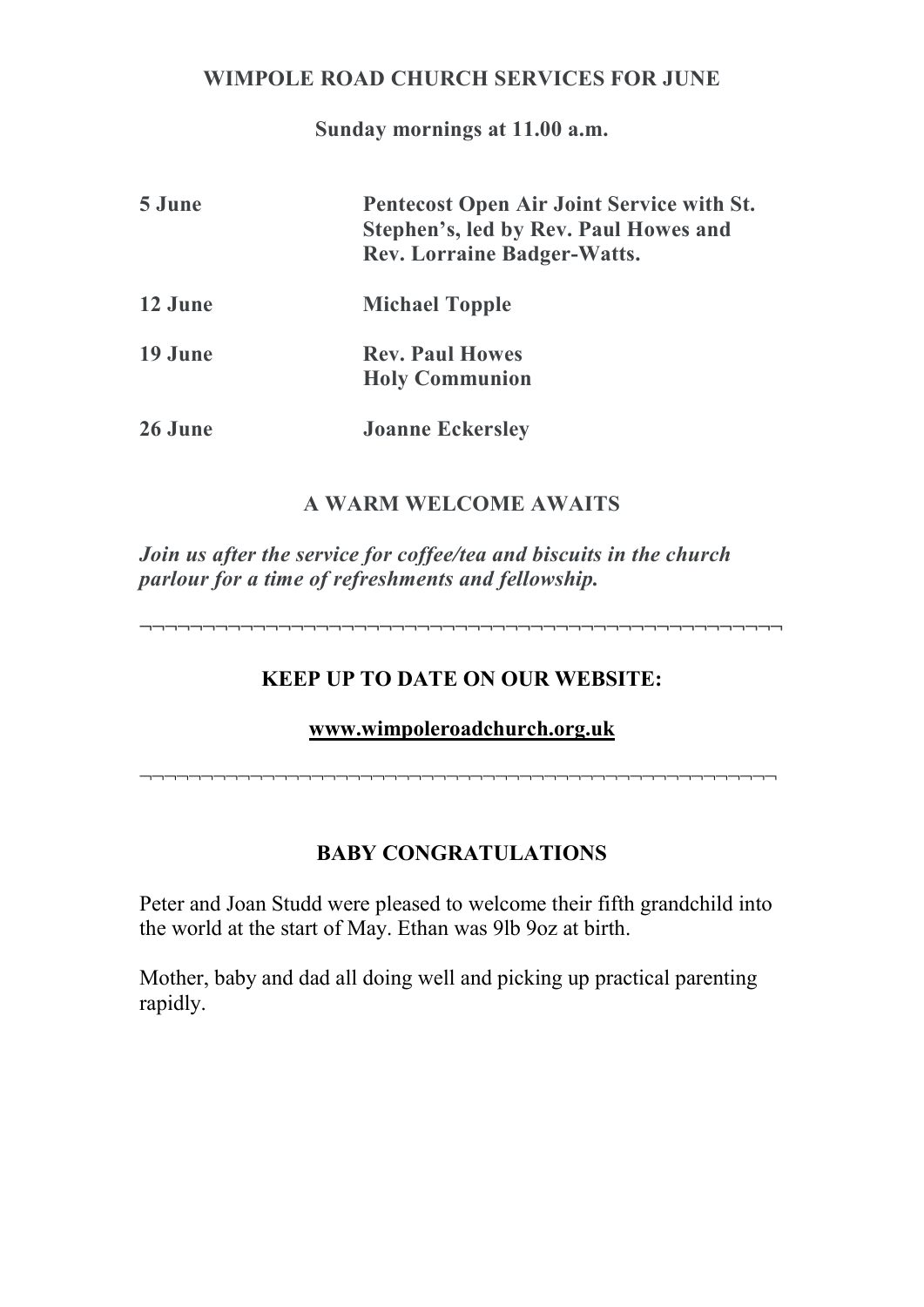## WIMPOLE ROAD CHURCH SERVICES FOR JUNE

**Sunday mornings at 11.00 a.m.**

| | |
|---|---|
| **5 June** | **Pentecost Open Air Joint Service with St. Stephen's, led by Rev. Paul Howes and Rev. Lorraine Badger-Watts.** |
| **12 June** | **Michael Topple** |
| **19 June** | **Rev. Paul Howes**<br>**Holy Communion** |
| **26 June** | **Joanne Eckersley** |

### A WARM WELCOME AWAITS

***Join us after the service for coffee/tea and biscuits in the church parlour for a time of refreshments and fellowship.***

---

### KEEP UP TO DATE ON OUR WEBSITE:

**www.wimpoleroadchurch.org.uk**

---

### BABY CONGRATULATIONS

Peter and Joan Studd were pleased to welcome their fifth grandchild into the world at the start of May. Ethan was 9lb 9oz at birth.

Mother, baby and dad all doing well and picking up practical parenting rapidly.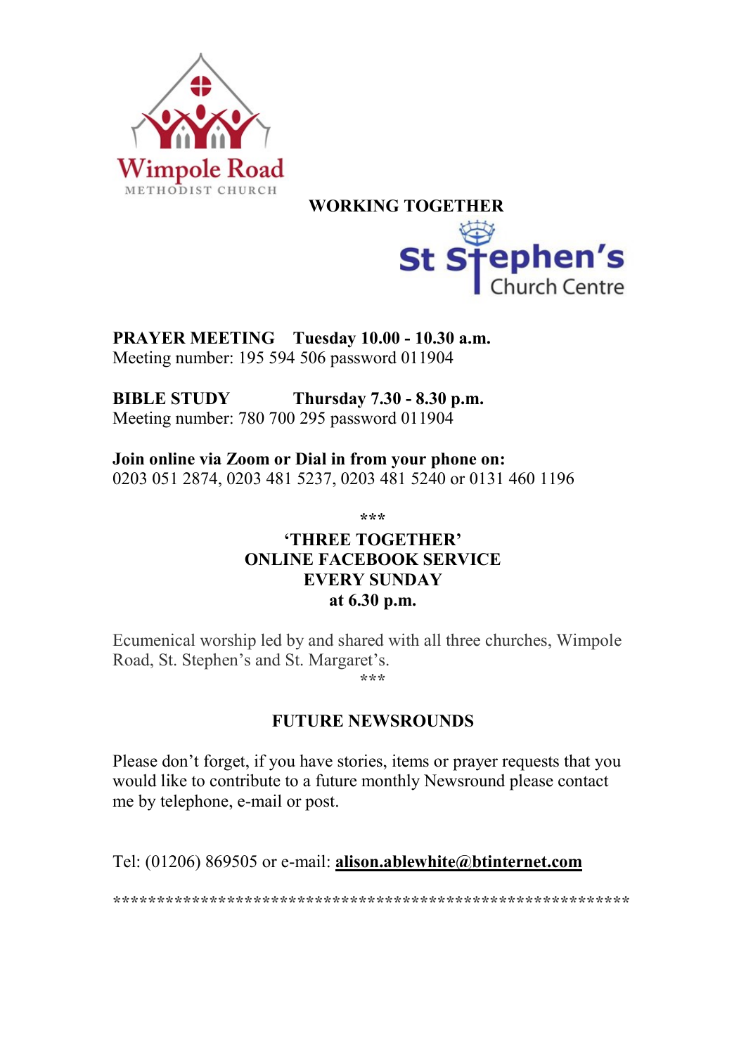Wimpole Road
METHODIST CHURCH

**WORKING TOGETHER**

St Stephen's
Church Centre

**PRAYER MEETING Tuesday 10.00 - 10.30 a.m.**
Meeting number: 195 594 506 password 011904

**BIBLE STUDY Thursday 7.30 - 8.30 p.m.**
Meeting number: 780 700 295 password 011904

**Join online via Zoom or Dial in from your phone on:**
0203 051 2874, 0203 481 5237, 0203 481 5240 or 0131 460 1196

***

**'THREE TOGETHER'**
**ONLINE FACEBOOK SERVICE**
**EVERY SUNDAY**
**at 6.30 p.m.**

Ecumenical worship led by and shared with all three churches, Wimpole Road, St. Stephen's and St. Margaret's.

***

## FUTURE NEWSROUNDS

Please don't forget, if you have stories, items or prayer requests that you would like to contribute to a future monthly Newsround please contact me by telephone, e-mail or post.

Tel: (01206) 869505 or e-mail: **alison.ablewhite@btinternet.com**

*********************************************************